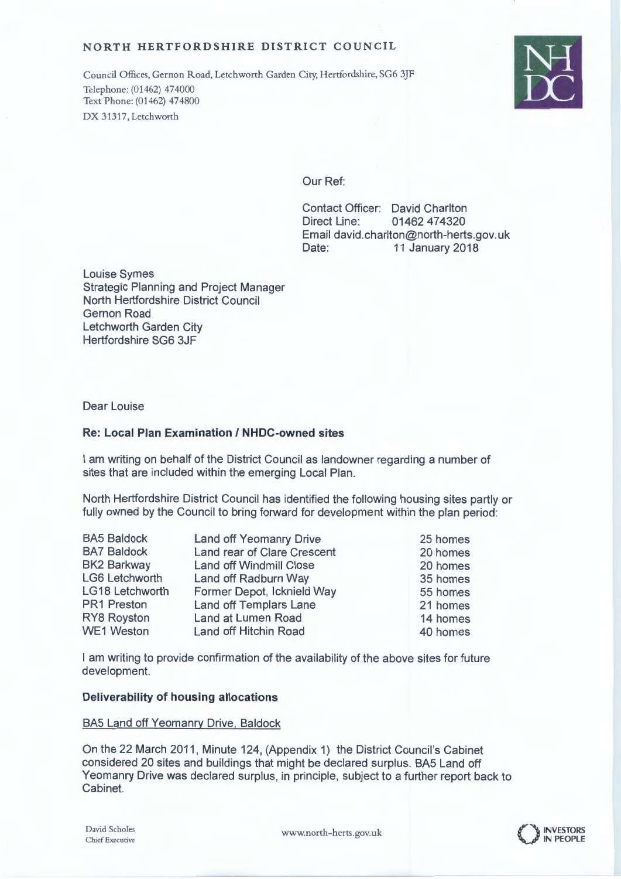**NORTH HERTFORDSHIRE DISTRICT COUNCIL**

Council Offices, Gernon Road, Letchworth Garden City, Hertfordshire, SG6 3JF
Telephone: (01462) 474000
Text Phone: (01462) 474800
DX 31317, Letchworth

Our Ref:

Contact Officer: David Charlton
Direct Line: 01462 474320
Email david.charlton@north-herts.gov.uk
Date: 11 January 2018

Louise Symes
Strategic Planning and Project Manager
North Hertfordshire District Council
Gernon Road
Letchworth Garden City
Hertfordshire SG6 3JF

Dear Louise

**Re: Local Plan Examination / NHDC-owned sites**

I am writing on behalf of the District Council as landowner regarding a number of sites that are included within the emerging Local Plan.

North Hertfordshire District Council has identified the following housing sites partly or fully owned by the Council to bring forward for development within the plan period:

| | | |
|---|---|---|
| BA5 Baldock | Land off Yeomanry Drive | 25 homes |
| BA7 Baldock | Land rear of Clare Crescent | 20 homes |
| BK2 Barkway | Land off Windmill Close | 20 homes |
| LG6 Letchworth | Land off Radburn Way | 35 homes |
| LG18 Letchworth | Former Depot, Icknield Way | 55 homes |
| PR1 Preston | Land off Templars Lane | 21 homes |
| RY8 Royston | Land at Lumen Road | 14 homes |
| WE1 Weston | Land off Hitchin Road | 40 homes |

I am writing to provide confirmation of the availability of the above sites for future development.

**Deliverability of housing allocations**

<u>BA5 Land off Yeomanry Drive, Baldock</u>

On the 22 March 2011, Minute 124, (Appendix 1) the District Council's Cabinet considered 20 sites and buildings that might be declared surplus. BA5 Land off Yeomanry Drive was declared surplus, in principle, subject to a further report back to Cabinet.

David Scholes
Chief Executive

www.north-herts.gov.uk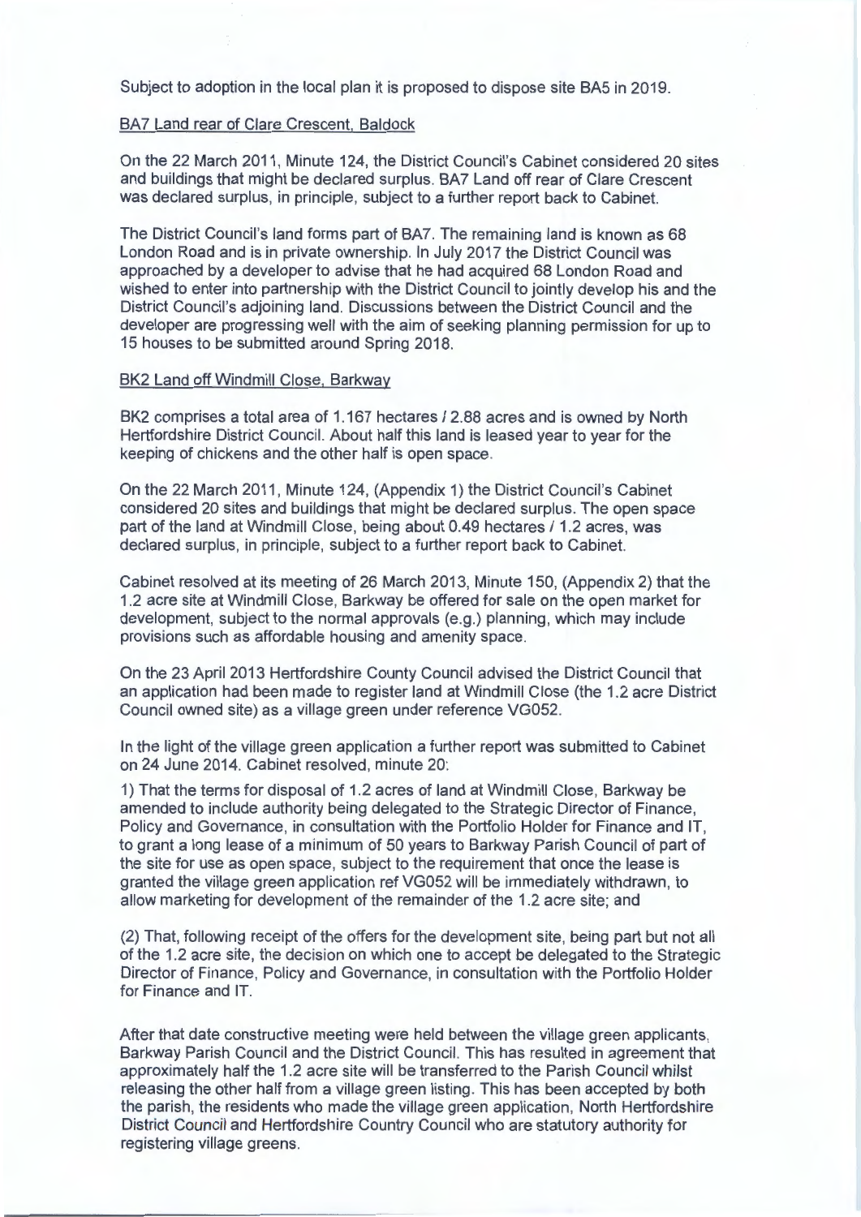Subject to adoption in the local plan it is proposed to dispose site BA5 in 2019.

### BA7 Land rear of Clare Crescent, Baldock

On the 22 March 2011, Minute 124, the District Council's Cabinet considered 20 sites and buildings that might be declared surplus. BA7 Land off rear of Clare Crescent was declared surplus, in principle, subject to a further report back to Cabinet.

The District Council's land forms part of BA7. The remaining land is known as 68 London Road and is in private ownership. In July 2017 the District Council was approached by a developer to advise that he had acquired 68 London Road and wished to enter into partnership with the District Council to jointly develop his and the District Council's adjoining land. Discussions between the District Council and the developer are progressing well with the aim of seeking planning permission for up to 15 houses to be submitted around Spring 2018.

### BK2 Land off Windmill Close, Barkway

BK2 comprises a total area of 1.167 hectares / 2.88 acres and is owned by North Hertfordshire District Council. About half this land is leased year to year for the keeping of chickens and the other half is open space.

On the 22 March 2011, Minute 124, (Appendix 1) the District Council's Cabinet considered 20 sites and buildings that might be declared surplus. The open space part of the land at Windmill Close, being about 0.49 hectares / 1.2 acres, was declared surplus, in principle, subject to a further report back to Cabinet.

Cabinet resolved at its meeting of 26 March 2013, Minute 150, (Appendix 2) that the 1.2 acre site at Windmill Close, Barkway be offered for sale on the open market for development, subject to the normal approvals (e.g.) planning, which may include provisions such as affordable housing and amenity space.

On the 23 April 2013 Hertfordshire County Council advised the District Council that an application had been made to register land at Windmill Close (the 1.2 acre District Council owned site) as a village green under reference VG052.

In the light of the village green application a further report was submitted to Cabinet on 24 June 2014. Cabinet resolved, minute 20:

1) That the terms for disposal of 1.2 acres of land at Windmill Close, Barkway be amended to include authority being delegated to the Strategic Director of Finance, Policy and Governance, in consultation with the Portfolio Holder for Finance and IT, to grant a long lease of a minimum of 50 years to Barkway Parish Council of part of the site for use as open space, subject to the requirement that once the lease is granted the village green application ref VG052 will be immediately withdrawn, to allow marketing for development of the remainder of the 1.2 acre site; and

(2) That, following receipt of the offers for the development site, being part but not all of the 1.2 acre site, the decision on which one to accept be delegated to the Strategic Director of Finance, Policy and Governance, in consultation with the Portfolio Holder for Finance and IT.

After that date constructive meeting were held between the village green applicants, Barkway Parish Council and the District Council. This has resulted in agreement that approximately half the 1.2 acre site will be transferred to the Parish Council whilst releasing the other half from a village green listing. This has been accepted by both the parish, the residents who made the village green application, North Hertfordshire District Council and Hertfordshire Country Council who are statutory authority for registering village greens.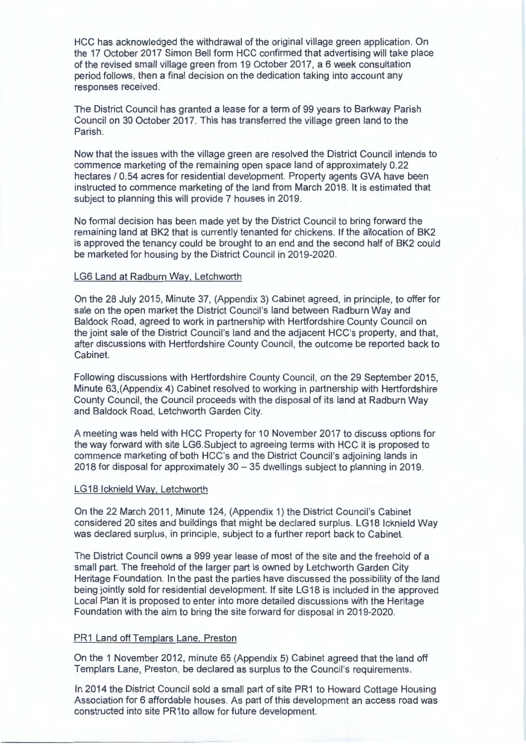HCC has acknowledged the withdrawal of the original village green application. On the 17 October 2017 Simon Bell form HCC confirmed that advertising will take place of the revised small village green from 19 October 2017, a 6 week consultation period follows, then a final decision on the dedication taking into account any responses received.

The District Council has granted a lease for a term of 99 years to Barkway Parish Council on 30 October 2017. This has transferred the village green land to the Parish.

Now that the issues with the village green are resolved the District Council intends to commence marketing of the remaining open space land of approximately 0.22 hectares / 0.54 acres for residential development. Property agents GVA have been instructed to commence marketing of the land from March 2018. It is estimated that subject to planning this will provide 7 houses in 2019.

No formal decision has been made yet by the District Council to bring forward the remaining land at BK2 that is currently tenanted for chickens. If the allocation of BK2 is approved the tenancy could be brought to an end and the second half of BK2 could be marketed for housing by the District Council in 2019-2020.

LG6 Land at Radburn Way, Letchworth

On the 28 July 2015, Minute 37, (Appendix 3) Cabinet agreed, in principle, to offer for sale on the open market the District Council's land between Radburn Way and Baldock Road, agreed to work in partnership with Hertfordshire County Council on the joint sale of the District Council's land and the adjacent HCC's property, and that, after discussions with Hertfordshire County Council, the outcome be reported back to Cabinet.

Following discussions with Hertfordshire County Council, on the 29 September 2015, Minute 63,(Appendix 4) Cabinet resolved to working in partnership with Hertfordshire County Council, the Council proceeds with the disposal of its land at Radburn Way and Baldock Road, Letchworth Garden City.

A meeting was held with HCC Property for 10 November 2017 to discuss options for the way forward with site LG6.Subject to agreeing terms with HCC it is proposed to commence marketing of both HCC's and the District Council's adjoining lands in 2018 for disposal for approximately 30 – 35 dwellings subject to planning in 2019.

LG18 Icknield Way, Letchworth

On the 22 March 2011, Minute 124, (Appendix 1) the District Council's Cabinet considered 20 sites and buildings that might be declared surplus. LG18 Icknield Way was declared surplus, in principle, subject to a further report back to Cabinet.

The District Council owns a 999 year lease of most of the site and the freehold of a small part. The freehold of the larger part is owned by Letchworth Garden City Heritage Foundation. In the past the parties have discussed the possibility of the land being jointly sold for residential development. If site LG18 is included in the approved Local Plan it is proposed to enter into more detailed discussions with the Heritage Foundation with the aim to bring the site forward for disposal in 2019-2020.

PR1 Land off Templars Lane, Preston

On the 1 November 2012, minute 65 (Appendix 5) Cabinet agreed that the land off Templars Lane, Preston, be declared as surplus to the Council's requirements.

In 2014 the District Council sold a small part of site PR1 to Howard Cottage Housing Association for 6 affordable houses. As part of this development an access road was constructed into site PR1to allow for future development.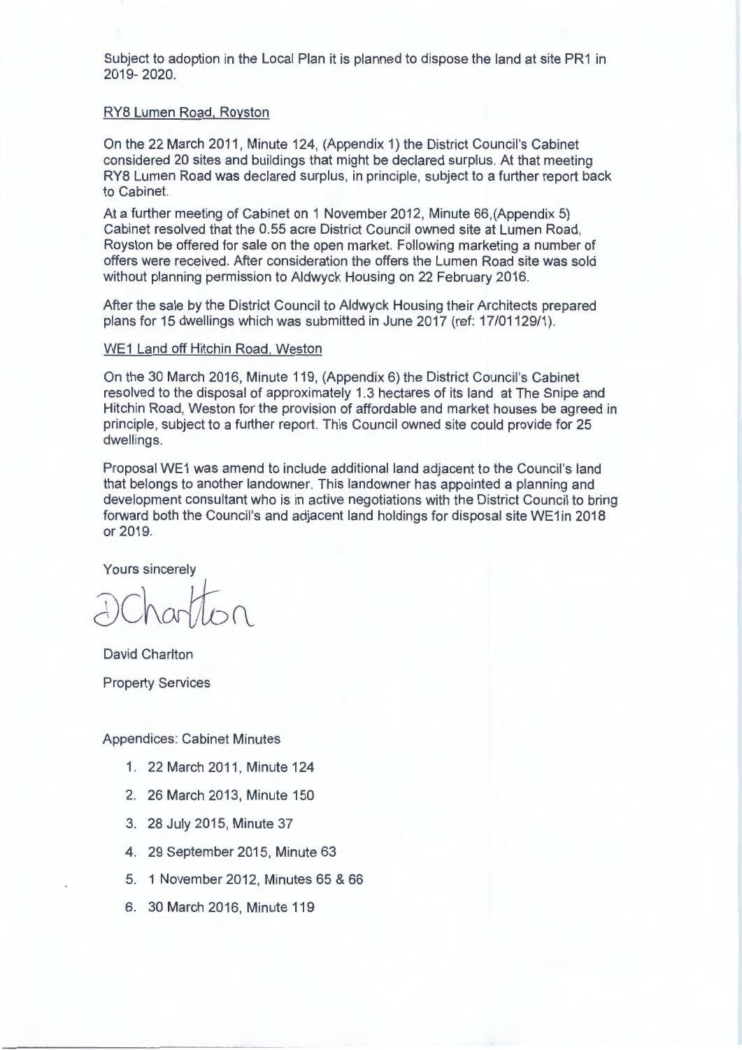Subject to adoption in the Local Plan it is planned to dispose the land at site PR1 in 2019- 2020.

RY8 Lumen Road, Royston

On the 22 March 2011, Minute 124, (Appendix 1) the District Council's Cabinet considered 20 sites and buildings that might be declared surplus. At that meeting RY8 Lumen Road was declared surplus, in principle, subject to a further report back to Cabinet.

At a further meeting of Cabinet on 1 November 2012, Minute 66,(Appendix 5) Cabinet resolved that the 0.55 acre District Council owned site at Lumen Road, Royston be offered for sale on the open market. Following marketing a number of offers were received. After consideration the offers the Lumen Road site was sold without planning permission to Aldwyck Housing on 22 February 2016.

After the sale by the District Council to Aldwyck Housing their Architects prepared plans for 15 dwellings which was submitted in June 2017 (ref: 17/01129/1).

WE1 Land off Hitchin Road, Weston

On the 30 March 2016, Minute 119, (Appendix 6) the District Council's Cabinet resolved to the disposal of approximately 1.3 hectares of its land at The Snipe and Hitchin Road, Weston for the provision of affordable and market houses be agreed in principle, subject to a further report. This Council owned site could provide for 25 dwellings.

Proposal WE1 was amend to include additional land adjacent to the Council's land that belongs to another landowner. This landowner has appointed a planning and development consultant who is in active negotiations with the District Council to bring forward both the Council's and adjacent land holdings for disposal site WE1in 2018 or 2019.

Yours sincerely

DCharlton

David Charlton

Property Services

Appendices: Cabinet Minutes

1. 22 March 2011, Minute 124
2. 26 March 2013, Minute 150
3. 28 July 2015, Minute 37
4. 29 September 2015, Minute 63
5. 1 November 2012, Minutes 65 & 66
6. 30 March 2016, Minute 119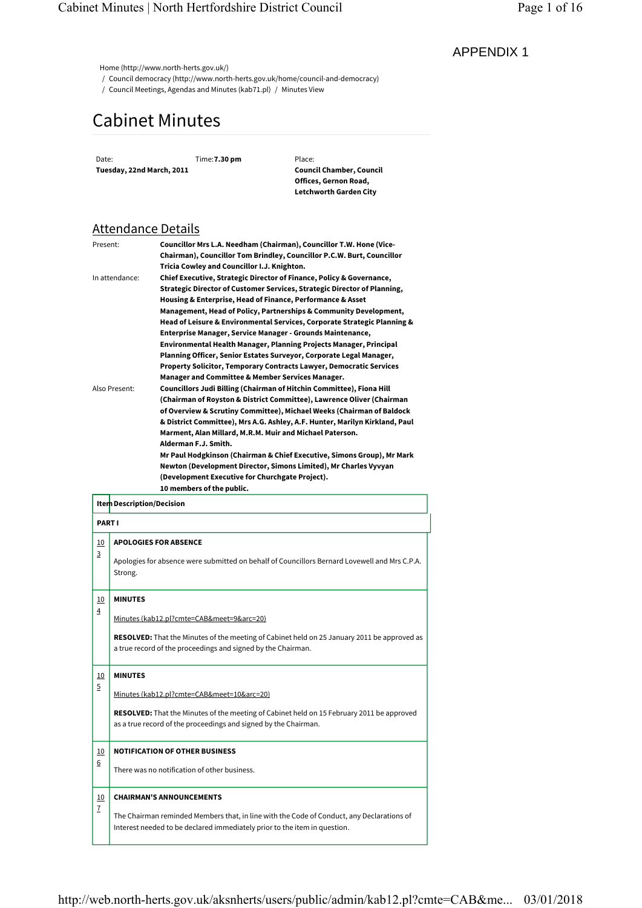APPENDIX 1

Home (http://www.north-herts.gov.uk/)
/ Council democracy (http://www.north-herts.gov.uk/home/council-and-democracy)
/ Council Meetings, Agendas and Minutes (kab71.pl) / Minutes View

# Cabinet Minutes

| Date: | Time: **7.30 pm** | Place: |
|---|---|---|
| **Tuesday, 22nd March, 2011** | | **Council Chamber, Council Offices, Gernon Road, Letchworth Garden City** |

## Attendance Details

| | |
|---|---|
| Present: | **Councillor Mrs L.A. Needham (Chairman), Councillor T.W. Hone (Vice-Chairman), Councillor Tom Brindley, Councillor P.C.W. Burt, Councillor Tricia Cowley and Councillor I.J. Knighton.** |
| In attendance: | **Chief Executive, Strategic Director of Finance, Policy & Governance, Strategic Director of Customer Services, Strategic Director of Planning, Housing & Enterprise, Head of Finance, Performance & Asset Management, Head of Policy, Partnerships & Community Development, Head of Leisure & Environmental Services, Corporate Strategic Planning & Enterprise Manager, Service Manager - Grounds Maintenance, Environmental Health Manager, Planning Projects Manager, Principal Planning Officer, Senior Estates Surveyor, Corporate Legal Manager, Property Solicitor, Temporary Contracts Lawyer, Democratic Services Manager and Committee & Member Services Manager.** |
| Also Present: | **Councillors Judi Billing (Chairman of Hitchin Committee), Fiona Hill (Chairman of Royston & District Committee), Lawrence Oliver (Chairman of Overview & Scrutiny Committee), Michael Weeks (Chairman of Baldock & District Committee), Mrs A.G. Ashley, A.F. Hunter, Marilyn Kirkland, Paul Marment, Alan Millard, M.R.M. Muir and Michael Paterson.**<br>**Alderman F.J. Smith.**<br>**Mr Paul Hodgkinson (Chairman & Chief Executive, Simons Group), Mr Mark Newton (Development Director, Simons Limited), Mr Charles Vyvyan (Development Executive for Churchgate Project).**<br>**10 members of the public.** |

| Item | Description/Decision |
|---|---|
| **PART I** | |
| 103 | **APOLOGIES FOR ABSENCE**<br><br>Apologies for absence were submitted on behalf of Councillors Bernard Lovewell and Mrs C.P.A. Strong. |
| 104 | **MINUTES**<br><br>Minutes (kab12.pl?cmte=CAB&meet=9&arc=20)<br><br>**RESOLVED:** That the Minutes of the meeting of Cabinet held on 25 January 2011 be approved as a true record of the proceedings and signed by the Chairman. |
| 105 | **MINUTES**<br><br>Minutes (kab12.pl?cmte=CAB&meet=10&arc=20)<br><br>**RESOLVED:** That the Minutes of the meeting of Cabinet held on 15 February 2011 be approved as a true record of the proceedings and signed by the Chairman. |
| 106 | **NOTIFICATION OF OTHER BUSINESS**<br><br>There was no notification of other business. |
| 107 | **CHAIRMAN'S ANNOUNCEMENTS**<br><br>The Chairman reminded Members that, in line with the Code of Conduct, any Declarations of Interest needed to be declared immediately prior to the item in question. |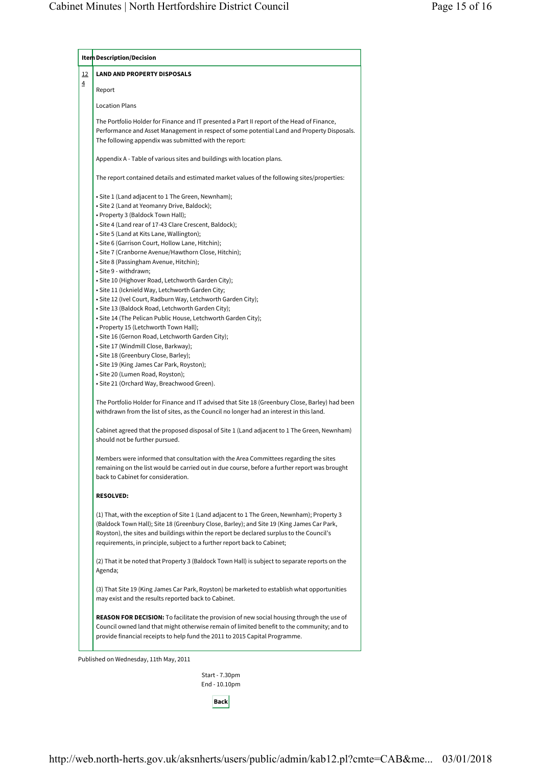| Item | Description/Decision |
|---|---|
| 12 4 | **LAND AND PROPERTY DISPOSALS** |

Report

Location Plans

The Portfolio Holder for Finance and IT presented a Part II report of the Head of Finance, Performance and Asset Management in respect of some potential Land and Property Disposals. The following appendix was submitted with the report:

Appendix A - Table of various sites and buildings with location plans.

The report contained details and estimated market values of the following sites/properties:

- Site 1 (Land adjacent to 1 The Green, Newnham);
- Site 2 (Land at Yeomanry Drive, Baldock);
- Property 3 (Baldock Town Hall);
- Site 4 (Land rear of 17-43 Clare Crescent, Baldock);
- Site 5 (Land at Kits Lane, Wallington);
- Site 6 (Garrison Court, Hollow Lane, Hitchin);
- Site 7 (Cranborne Avenue/Hawthorn Close, Hitchin);
- Site 8 (Passingham Avenue, Hitchin);
- Site 9 - withdrawn;
- Site 10 (Highover Road, Letchworth Garden City);
- Site 11 (Icknield Way, Letchworth Garden City;
- Site 12 (Ivel Court, Radburn Way, Letchworth Garden City);
- Site 13 (Baldock Road, Letchworth Garden City);
- Site 14 (The Pelican Public House, Letchworth Garden City);
- Property 15 (Letchworth Town Hall);
- Site 16 (Gernon Road, Letchworth Garden City);
- Site 17 (Windmill Close, Barkway);
- Site 18 (Greenbury Close, Barley);
- Site 19 (King James Car Park, Royston);
- Site 20 (Lumen Road, Royston);
- Site 21 (Orchard Way, Breachwood Green).

The Portfolio Holder for Finance and IT advised that Site 18 (Greenbury Close, Barley) had been withdrawn from the list of sites, as the Council no longer had an interest in this land.

Cabinet agreed that the proposed disposal of Site 1 (Land adjacent to 1 The Green, Newnham) should not be further pursued.

Members were informed that consultation with the Area Committees regarding the sites remaining on the list would be carried out in due course, before a further report was brought back to Cabinet for consideration.

**RESOLVED:**

(1) That, with the exception of Site 1 (Land adjacent to 1 The Green, Newnham); Property 3 (Baldock Town Hall); Site 18 (Greenbury Close, Barley); and Site 19 (King James Car Park, Royston), the sites and buildings within the report be declared surplus to the Council's requirements, in principle, subject to a further report back to Cabinet;

(2) That it be noted that Property 3 (Baldock Town Hall) is subject to separate reports on the Agenda;

(3) That Site 19 (King James Car Park, Royston) be marketed to establish what opportunities may exist and the results reported back to Cabinet.

**REASON FOR DECISION:** To facilitate the provision of new social housing through the use of Council owned land that might otherwise remain of limited benefit to the community; and to provide financial receipts to help fund the 2011 to 2015 Capital Programme.

Published on Wednesday, 11th May, 2011

Start - 7.30pm
End - 10.10pm

**Back**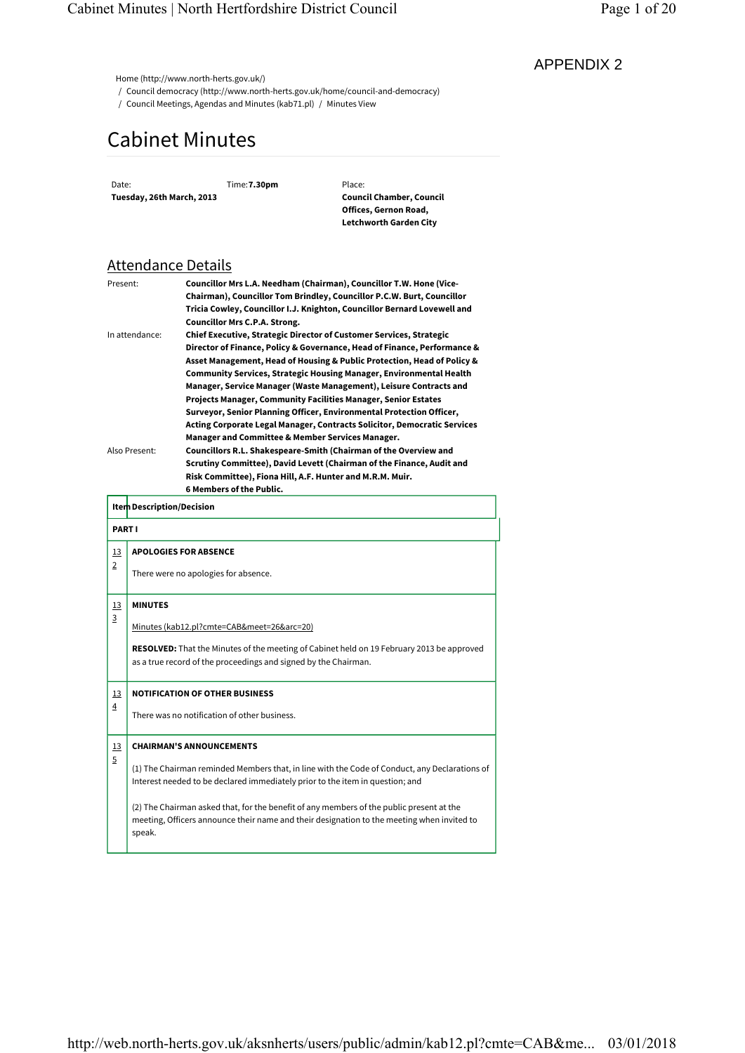APPENDIX 2

Home (http://www.north-herts.gov.uk/)
/ Council democracy (http://www.north-herts.gov.uk/home/council-and-democracy)
/ Council Meetings, Agendas and Minutes (kab71.pl) / Minutes View

# Cabinet Minutes

| Date: | Time: | Place: |
|---|---|---|
| **Tuesday, 26th March, 2013** | **7.30pm** | **Council Chamber, Council Offices, Gernon Road, Letchworth Garden City** |

## Attendance Details

| | |
|---|---|
| Present: | **Councillor Mrs L.A. Needham (Chairman), Councillor T.W. Hone (Vice-Chairman), Councillor Tom Brindley, Councillor P.C.W. Burt, Councillor Tricia Cowley, Councillor I.J. Knighton, Councillor Bernard Lovewell and Councillor Mrs C.P.A. Strong.** |
| In attendance: | **Chief Executive, Strategic Director of Customer Services, Strategic Director of Finance, Policy & Governance, Head of Finance, Performance & Asset Management, Head of Housing & Public Protection, Head of Policy & Community Services, Strategic Housing Manager, Environmental Health Manager, Service Manager (Waste Management), Leisure Contracts and Projects Manager, Community Facilities Manager, Senior Estates Surveyor, Senior Planning Officer, Environmental Protection Officer, Acting Corporate Legal Manager, Contracts Solicitor, Democratic Services Manager and Committee & Member Services Manager.** |
| Also Present: | **Councillors R.L. Shakespeare-Smith (Chairman of the Overview and Scrutiny Committee), David Levett (Chairman of the Finance, Audit and Risk Committee), Fiona Hill, A.F. Hunter and M.R.M. Muir. 6 Members of the Public.** |

| Item | Description/Decision |
|---|---|
| **PART I** | |
| 132 | **APOLOGIES FOR ABSENCE**<br><br>There were no apologies for absence. |
| 133 | **MINUTES**<br><br>Minutes (kab12.pl?cmte=CAB&meet=26&arc=20)<br><br>**RESOLVED:** That the Minutes of the meeting of Cabinet held on 19 February 2013 be approved as a true record of the proceedings and signed by the Chairman. |
| 134 | **NOTIFICATION OF OTHER BUSINESS**<br><br>There was no notification of other business. |
| 135 | **CHAIRMAN'S ANNOUNCEMENTS**<br><br>(1) The Chairman reminded Members that, in line with the Code of Conduct, any Declarations of Interest needed to be declared immediately prior to the item in question; and<br><br>(2) The Chairman asked that, for the benefit of any members of the public present at the meeting, Officers announce their name and their designation to the meeting when invited to speak. |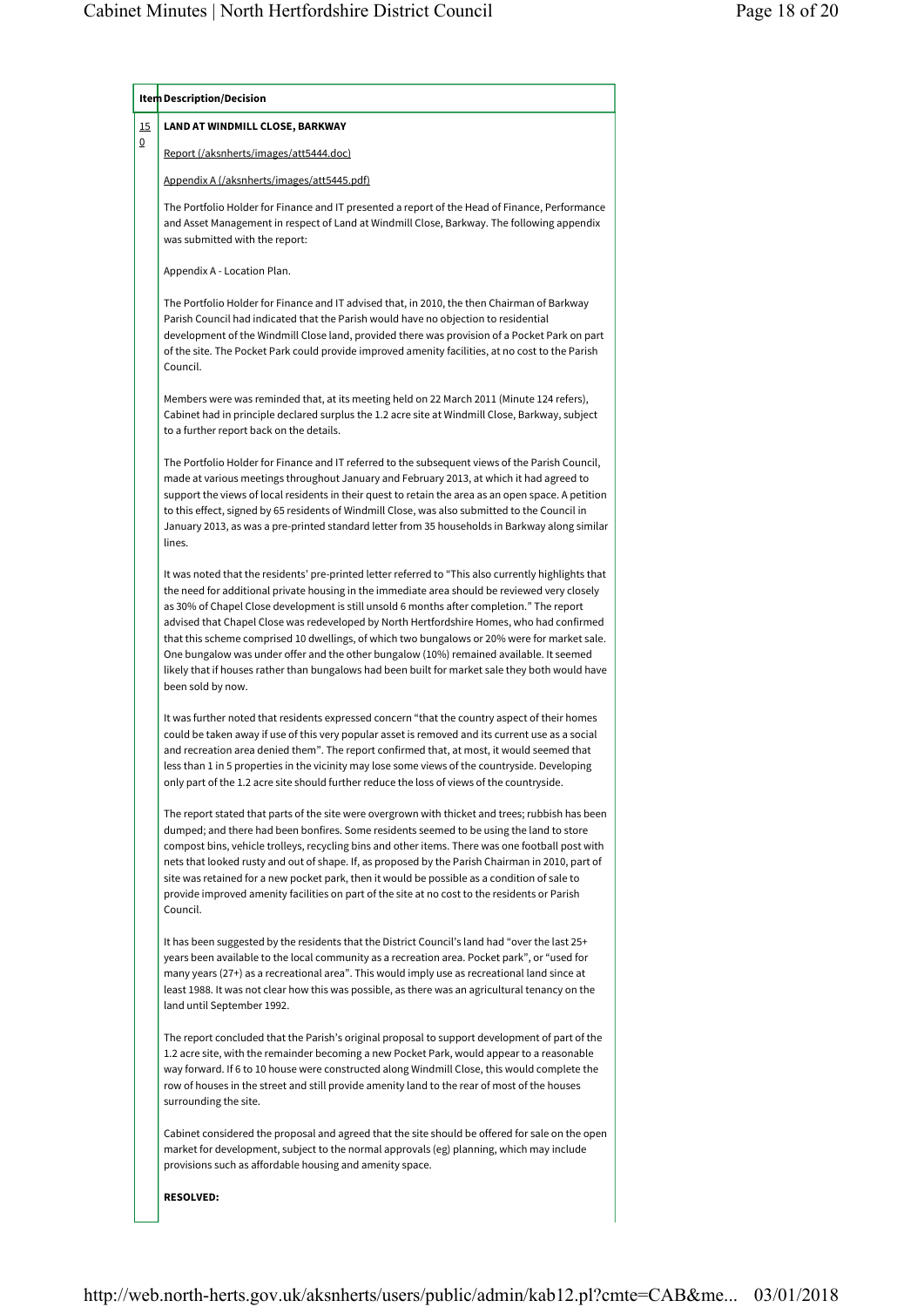| Item | Description/Decision |
| --- | --- |
| 150 | **LAND AT WINDMILL CLOSE, BARKWAY** |

Report (/aksnherts/images/att5444.doc)

Appendix A (/aksnherts/images/att5445.pdf)

The Portfolio Holder for Finance and IT presented a report of the Head of Finance, Performance and Asset Management in respect of Land at Windmill Close, Barkway. The following appendix was submitted with the report:

Appendix A - Location Plan.

The Portfolio Holder for Finance and IT advised that, in 2010, the then Chairman of Barkway Parish Council had indicated that the Parish would have no objection to residential development of the Windmill Close land, provided there was provision of a Pocket Park on part of the site. The Pocket Park could provide improved amenity facilities, at no cost to the Parish Council.

Members were was reminded that, at its meeting held on 22 March 2011 (Minute 124 refers), Cabinet had in principle declared surplus the 1.2 acre site at Windmill Close, Barkway, subject to a further report back on the details.

The Portfolio Holder for Finance and IT referred to the subsequent views of the Parish Council, made at various meetings throughout January and February 2013, at which it had agreed to support the views of local residents in their quest to retain the area as an open space. A petition to this effect, signed by 65 residents of Windmill Close, was also submitted to the Council in January 2013, as was a pre-printed standard letter from 35 households in Barkway along similar lines.

It was noted that the residents' pre-printed letter referred to "This also currently highlights that the need for additional private housing in the immediate area should be reviewed very closely as 30% of Chapel Close development is still unsold 6 months after completion." The report advised that Chapel Close was redeveloped by North Hertfordshire Homes, who had confirmed that this scheme comprised 10 dwellings, of which two bungalows or 20% were for market sale. One bungalow was under offer and the other bungalow (10%) remained available. It seemed likely that if houses rather than bungalows had been built for market sale they both would have been sold by now.

It was further noted that residents expressed concern "that the country aspect of their homes could be taken away if use of this very popular asset is removed and its current use as a social and recreation area denied them". The report confirmed that, at most, it would seemed that less than 1 in 5 properties in the vicinity may lose some views of the countryside. Developing only part of the 1.2 acre site should further reduce the loss of views of the countryside.

The report stated that parts of the site were overgrown with thicket and trees; rubbish has been dumped; and there had been bonfires. Some residents seemed to be using the land to store compost bins, vehicle trolleys, recycling bins and other items. There was one football post with nets that looked rusty and out of shape. If, as proposed by the Parish Chairman in 2010, part of site was retained for a new pocket park, then it would be possible as a condition of sale to provide improved amenity facilities on part of the site at no cost to the residents or Parish Council.

It has been suggested by the residents that the District Council's land had "over the last 25+ years been available to the local community as a recreation area. Pocket park", or "used for many years (27+) as a recreational area". This would imply use as recreational land since at least 1988. It was not clear how this was possible, as there was an agricultural tenancy on the land until September 1992.

The report concluded that the Parish's original proposal to support development of part of the 1.2 acre site, with the remainder becoming a new Pocket Park, would appear to a reasonable way forward. If 6 to 10 house were constructed along Windmill Close, this would complete the row of houses in the street and still provide amenity land to the rear of most of the houses surrounding the site.

Cabinet considered the proposal and agreed that the site should be offered for sale on the open market for development, subject to the normal approvals (eg) planning, which may include provisions such as affordable housing and amenity space.

**RESOLVED:**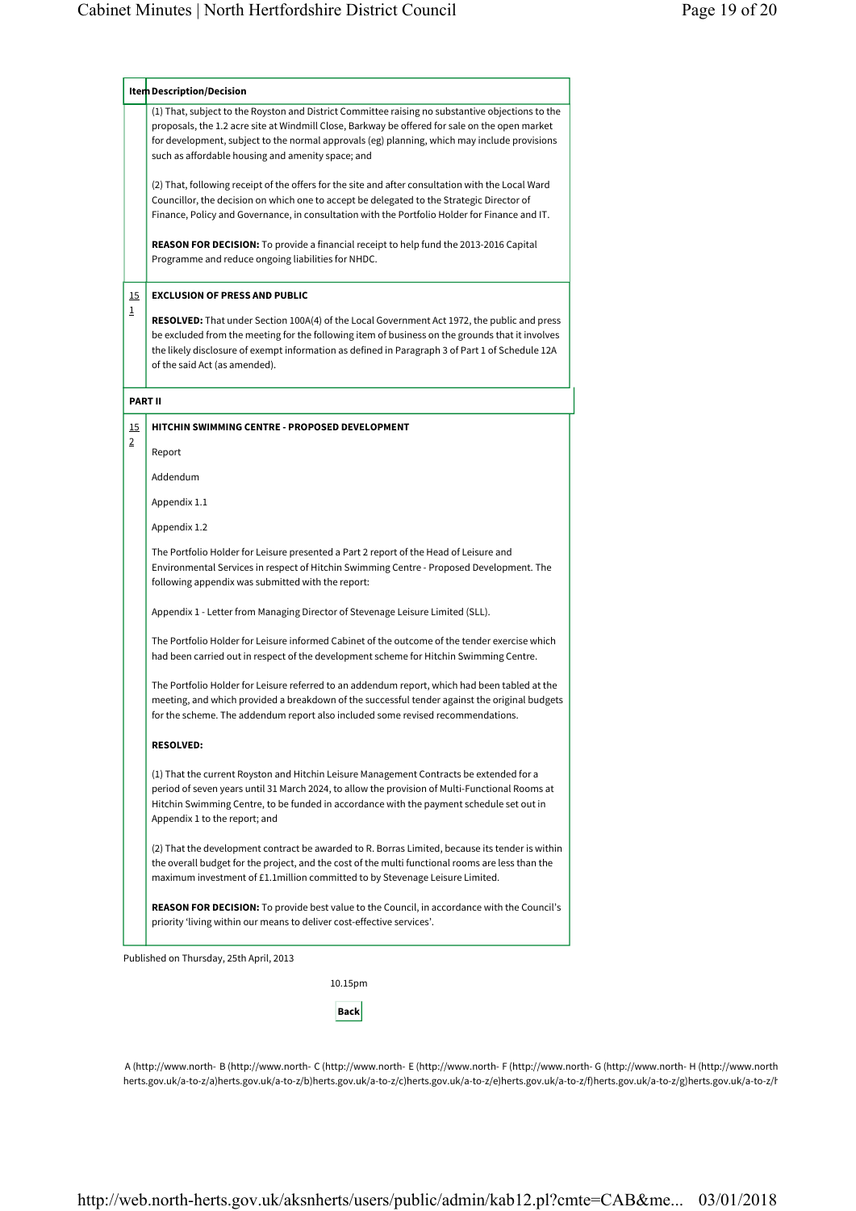| Item | Description/Decision |
|---|---|
| | (1) That, subject to the Royston and District Committee raising no substantive objections to the proposals, the 1.2 acre site at Windmill Close, Barkway be offered for sale on the open market for development, subject to the normal approvals (eg) planning, which may include provisions such as affordable housing and amenity space; and<br><br>(2) That, following receipt of the offers for the site and after consultation with the Local Ward Councillor, the decision on which one to accept be delegated to the Strategic Director of Finance, Policy and Governance, in consultation with the Portfolio Holder for Finance and IT.<br><br>**REASON FOR DECISION:** To provide a financial receipt to help fund the 2013-2016 Capital Programme and reduce ongoing liabilities for NHDC. |
| 151 | **EXCLUSION OF PRESS AND PUBLIC**<br><br>**RESOLVED:** That under Section 100A(4) of the Local Government Act 1972, the public and press be excluded from the meeting for the following item of business on the grounds that it involves the likely disclosure of exempt information as defined in Paragraph 3 of Part 1 of Schedule 12A of the said Act (as amended). |
| **PART II** | |
| 152 | **HITCHIN SWIMMING CENTRE - PROPOSED DEVELOPMENT**<br><br>Report<br><br>Addendum<br><br>Appendix 1.1<br><br>Appendix 1.2<br><br>The Portfolio Holder for Leisure presented a Part 2 report of the Head of Leisure and Environmental Services in respect of Hitchin Swimming Centre - Proposed Development. The following appendix was submitted with the report:<br><br>Appendix 1 - Letter from Managing Director of Stevenage Leisure Limited (SLL).<br><br>The Portfolio Holder for Leisure informed Cabinet of the outcome of the tender exercise which had been carried out in respect of the development scheme for Hitchin Swimming Centre.<br><br>The Portfolio Holder for Leisure referred to an addendum report, which had been tabled at the meeting, and which provided a breakdown of the successful tender against the original budgets for the scheme. The addendum report also included some revised recommendations.<br><br>**RESOLVED:**<br><br>(1) That the current Royston and Hitchin Leisure Management Contracts be extended for a period of seven years until 31 March 2024, to allow the provision of Multi-Functional Rooms at Hitchin Swimming Centre, to be funded in accordance with the payment schedule set out in Appendix 1 to the report; and<br><br>(2) That the development contract be awarded to R. Borras Limited, because its tender is within the overall budget for the project, and the cost of the multi functional rooms are less than the maximum investment of £1.1million committed to by Stevenage Leisure Limited.<br><br>**REASON FOR DECISION:** To provide best value to the Council, in accordance with the Council's priority 'living within our means to deliver cost-effective services'. |

Published on Thursday, 25th April, 2013

10.15pm

**Back**

A (http://www.north-herts.gov.uk/a-to-z/a) B (http://www.north-herts.gov.uk/a-to-z/b) C (http://www.north-herts.gov.uk/a-to-z/c) E (http://www.north-herts.gov.uk/a-to-z/e) F (http://www.north-herts.gov.uk/a-to-z/f) G (http://www.north-herts.gov.uk/a-to-z/g) H (http://www.north-herts.gov.uk/a-to-z/h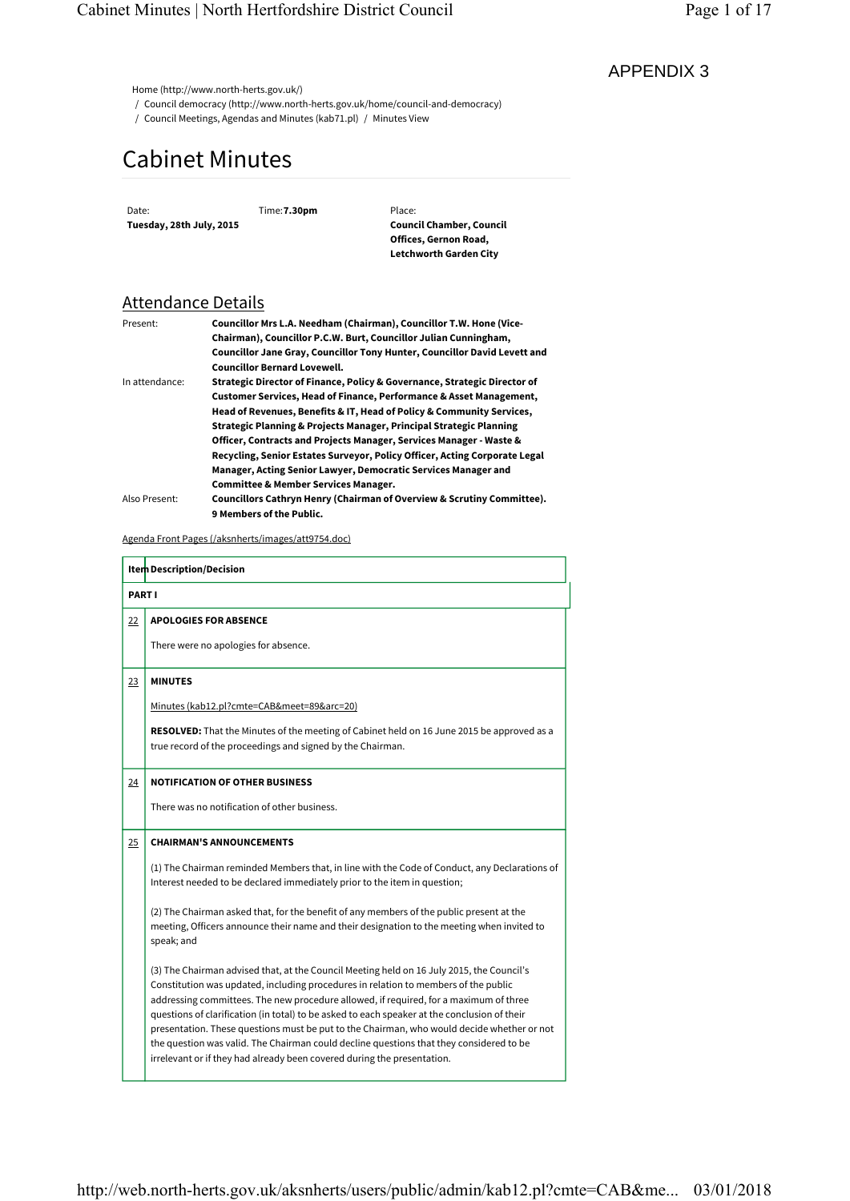APPENDIX 3

Home (http://www.north-herts.gov.uk/)
/ Council democracy (http://www.north-herts.gov.uk/home/council-and-democracy)
/ Council Meetings, Agendas and Minutes (kab71.pl) / Minutes View

# Cabinet Minutes

| Date: | Time: | Place: |
|---|---|---|
| **Tuesday, 28th July, 2015** | **7.30pm** | **Council Chamber, Council Offices, Gernon Road, Letchworth Garden City** |

## Attendance Details

| | |
|---|---|
| Present: | **Councillor Mrs L.A. Needham (Chairman), Councillor T.W. Hone (Vice-Chairman), Councillor P.C.W. Burt, Councillor Julian Cunningham, Councillor Jane Gray, Councillor Tony Hunter, Councillor David Levett and Councillor Bernard Lovewell.** |
| In attendance: | **Strategic Director of Finance, Policy & Governance, Strategic Director of Customer Services, Head of Finance, Performance & Asset Management, Head of Revenues, Benefits & IT, Head of Policy & Community Services, Strategic Planning & Projects Manager, Principal Strategic Planning Officer, Contracts and Projects Manager, Services Manager - Waste & Recycling, Senior Estates Surveyor, Policy Officer, Acting Corporate Legal Manager, Acting Senior Lawyer, Democratic Services Manager and Committee & Member Services Manager.** |
| Also Present: | **Councillors Cathryn Henry (Chairman of Overview & Scrutiny Committee). 9 Members of the Public.** |

Agenda Front Pages (/aksnherts/images/att9754.doc)

| Item | Description/Decision |
|---|---|
| | **PART I** |
| 22 | **APOLOGIES FOR ABSENCE**<br><br>There were no apologies for absence. |
| 23 | **MINUTES**<br><br>Minutes (kab12.pl?cmte=CAB&meet=89&arc=20)<br><br>**RESOLVED:** That the Minutes of the meeting of Cabinet held on 16 June 2015 be approved as a true record of the proceedings and signed by the Chairman. |
| 24 | **NOTIFICATION OF OTHER BUSINESS**<br><br>There was no notification of other business. |
| 25 | **CHAIRMAN'S ANNOUNCEMENTS**<br><br>(1) The Chairman reminded Members that, in line with the Code of Conduct, any Declarations of Interest needed to be declared immediately prior to the item in question;<br><br>(2) The Chairman asked that, for the benefit of any members of the public present at the meeting, Officers announce their name and their designation to the meeting when invited to speak; and<br><br>(3) The Chairman advised that, at the Council Meeting held on 16 July 2015, the Council's Constitution was updated, including procedures in relation to members of the public addressing committees. The new procedure allowed, if required, for a maximum of three questions of clarification (in total) to be asked to each speaker at the conclusion of their presentation. These questions must be put to the Chairman, who would decide whether or not the question was valid. The Chairman could decline questions that they considered to be irrelevant or if they had already been covered during the presentation. |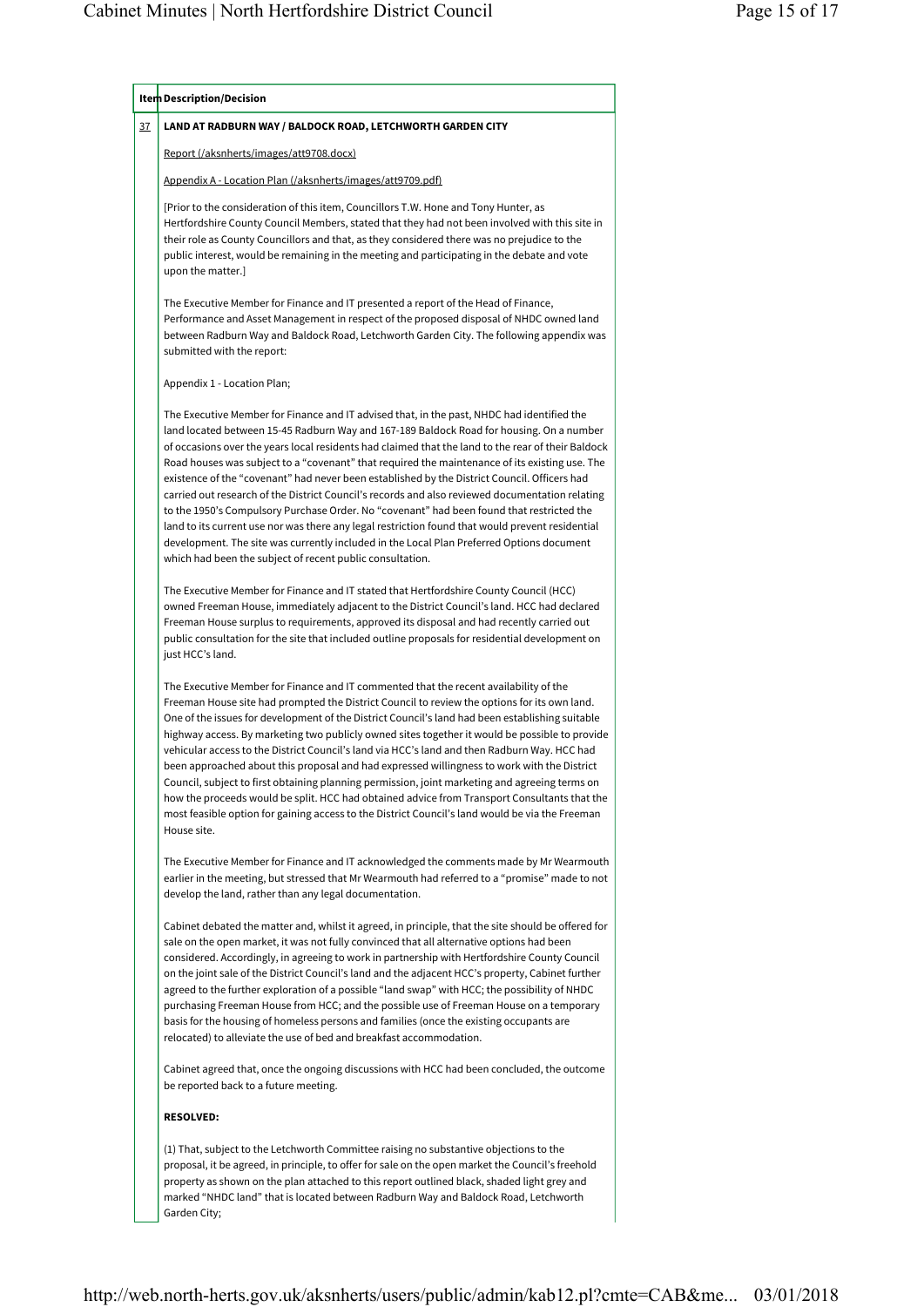| Item | Description/Decision |
|---|---|
| 37 | **LAND AT RADBURN WAY / BALDOCK ROAD, LETCHWORTH GARDEN CITY** |

Report (/aksnherts/images/att9708.docx)

Appendix A - Location Plan (/aksnherts/images/att9709.pdf)

[Prior to the consideration of this item, Councillors T.W. Hone and Tony Hunter, as Hertfordshire County Council Members, stated that they had not been involved with this site in their role as County Councillors and that, as they considered there was no prejudice to the public interest, would be remaining in the meeting and participating in the debate and vote upon the matter.]

The Executive Member for Finance and IT presented a report of the Head of Finance, Performance and Asset Management in respect of the proposed disposal of NHDC owned land between Radburn Way and Baldock Road, Letchworth Garden City. The following appendix was submitted with the report:

Appendix 1 - Location Plan;

The Executive Member for Finance and IT advised that, in the past, NHDC had identified the land located between 15-45 Radburn Way and 167-189 Baldock Road for housing. On a number of occasions over the years local residents had claimed that the land to the rear of their Baldock Road houses was subject to a "covenant" that required the maintenance of its existing use. The existence of the "covenant" had never been established by the District Council. Officers had carried out research of the District Council's records and also reviewed documentation relating to the 1950's Compulsory Purchase Order. No "covenant" had been found that restricted the land to its current use nor was there any legal restriction found that would prevent residential development. The site was currently included in the Local Plan Preferred Options document which had been the subject of recent public consultation.

The Executive Member for Finance and IT stated that Hertfordshire County Council (HCC) owned Freeman House, immediately adjacent to the District Council's land. HCC had declared Freeman House surplus to requirements, approved its disposal and had recently carried out public consultation for the site that included outline proposals for residential development on just HCC's land.

The Executive Member for Finance and IT commented that the recent availability of the Freeman House site had prompted the District Council to review the options for its own land. One of the issues for development of the District Council's land had been establishing suitable highway access. By marketing two publicly owned sites together it would be possible to provide vehicular access to the District Council's land via HCC's land and then Radburn Way. HCC had been approached about this proposal and had expressed willingness to work with the District Council, subject to first obtaining planning permission, joint marketing and agreeing terms on how the proceeds would be split. HCC had obtained advice from Transport Consultants that the most feasible option for gaining access to the District Council's land would be via the Freeman House site.

The Executive Member for Finance and IT acknowledged the comments made by Mr Wearmouth earlier in the meeting, but stressed that Mr Wearmouth had referred to a "promise" made to not develop the land, rather than any legal documentation.

Cabinet debated the matter and, whilst it agreed, in principle, that the site should be offered for sale on the open market, it was not fully convinced that all alternative options had been considered. Accordingly, in agreeing to work in partnership with Hertfordshire County Council on the joint sale of the District Council's land and the adjacent HCC's property, Cabinet further agreed to the further exploration of a possible "land swap" with HCC; the possibility of NHDC purchasing Freeman House from HCC; and the possible use of Freeman House on a temporary basis for the housing of homeless persons and families (once the existing occupants are relocated) to alleviate the use of bed and breakfast accommodation.

Cabinet agreed that, once the ongoing discussions with HCC had been concluded, the outcome be reported back to a future meeting.

**RESOLVED:**

(1) That, subject to the Letchworth Committee raising no substantive objections to the proposal, it be agreed, in principle, to offer for sale on the open market the Council's freehold property as shown on the plan attached to this report outlined black, shaded light grey and marked "NHDC land" that is located between Radburn Way and Baldock Road, Letchworth Garden City;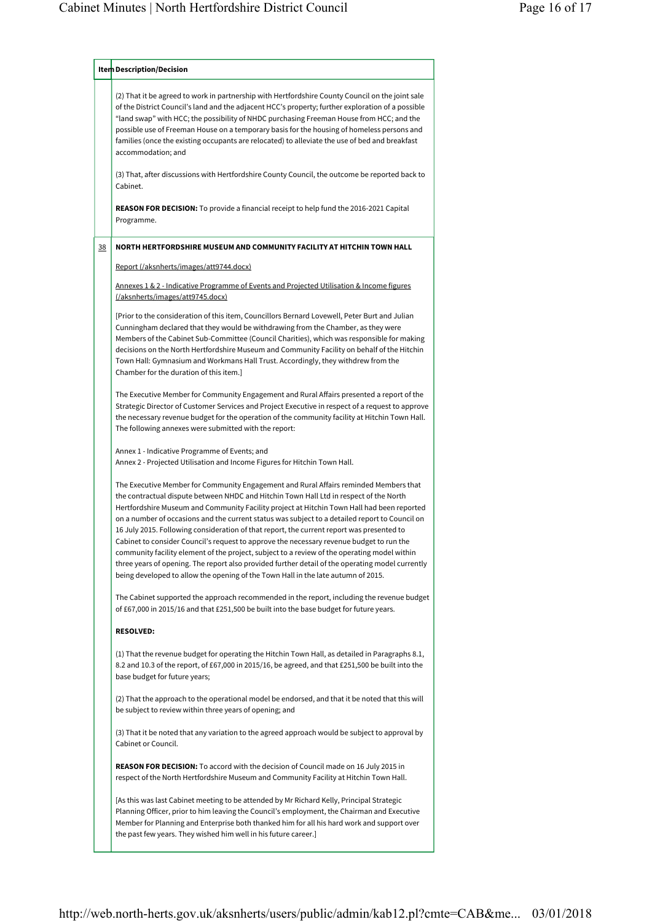| Item | Description/Decision |
| --- | --- |
| | (2) That it be agreed to work in partnership with Hertfordshire County Council on the joint sale of the District Council's land and the adjacent HCC's property; further exploration of a possible "land swap" with HCC; the possibility of NHDC purchasing Freeman House from HCC; and the possible use of Freeman House on a temporary basis for the housing of homeless persons and families (once the existing occupants are relocated) to alleviate the use of bed and breakfast accommodation; and<br><br>(3) That, after discussions with Hertfordshire County Council, the outcome be reported back to Cabinet.<br><br>**REASON FOR DECISION:** To provide a financial receipt to help fund the 2016-2021 Capital Programme. |
| 38 | **NORTH HERTFORDSHIRE MUSEUM AND COMMUNITY FACILITY AT HITCHIN TOWN HALL**<br><br>Report (/aksnherts/images/att9744.docx)<br><br>Annexes 1 & 2 - Indicative Programme of Events and Projected Utilisation & Income figures (/aksnherts/images/att9745.docx)<br><br>[Prior to the consideration of this item, Councillors Bernard Lovewell, Peter Burt and Julian Cunningham declared that they would be withdrawing from the Chamber, as they were Members of the Cabinet Sub-Committee (Council Charities), which was responsible for making decisions on the North Hertfordshire Museum and Community Facility on behalf of the Hitchin Town Hall: Gymnasium and Workmans Hall Trust. Accordingly, they withdrew from the Chamber for the duration of this item.]<br><br>The Executive Member for Community Engagement and Rural Affairs presented a report of the Strategic Director of Customer Services and Project Executive in respect of a request to approve the necessary revenue budget for the operation of the community facility at Hitchin Town Hall. The following annexes were submitted with the report:<br><br>Annex 1 - Indicative Programme of Events; and<br>Annex 2 - Projected Utilisation and Income Figures for Hitchin Town Hall.<br><br>The Executive Member for Community Engagement and Rural Affairs reminded Members that the contractual dispute between NHDC and Hitchin Town Hall Ltd in respect of the North Hertfordshire Museum and Community Facility project at Hitchin Town Hall had been reported on a number of occasions and the current status was subject to a detailed report to Council on 16 July 2015. Following consideration of that report, the current report was presented to Cabinet to consider Council's request to approve the necessary revenue budget to run the community facility element of the project, subject to a review of the operating model within three years of opening. The report also provided further detail of the operating model currently being developed to allow the opening of the Town Hall in the late autumn of 2015.<br><br>The Cabinet supported the approach recommended in the report, including the revenue budget of £67,000 in 2015/16 and that £251,500 be built into the base budget for future years.<br><br>**RESOLVED:**<br><br>(1) That the revenue budget for operating the Hitchin Town Hall, as detailed in Paragraphs 8.1, 8.2 and 10.3 of the report, of £67,000 in 2015/16, be agreed, and that £251,500 be built into the base budget for future years;<br><br>(2) That the approach to the operational model be endorsed, and that it be noted that this will be subject to review within three years of opening; and<br><br>(3) That it be noted that any variation to the agreed approach would be subject to approval by Cabinet or Council.<br><br>**REASON FOR DECISION:** To accord with the decision of Council made on 16 July 2015 in respect of the North Hertfordshire Museum and Community Facility at Hitchin Town Hall.<br><br>[As this was last Cabinet meeting to be attended by Mr Richard Kelly, Principal Strategic Planning Officer, prior to him leaving the Council's employment, the Chairman and Executive Member for Planning and Enterprise both thanked him for all his hard work and support over the past few years. They wished him well in his future career.] |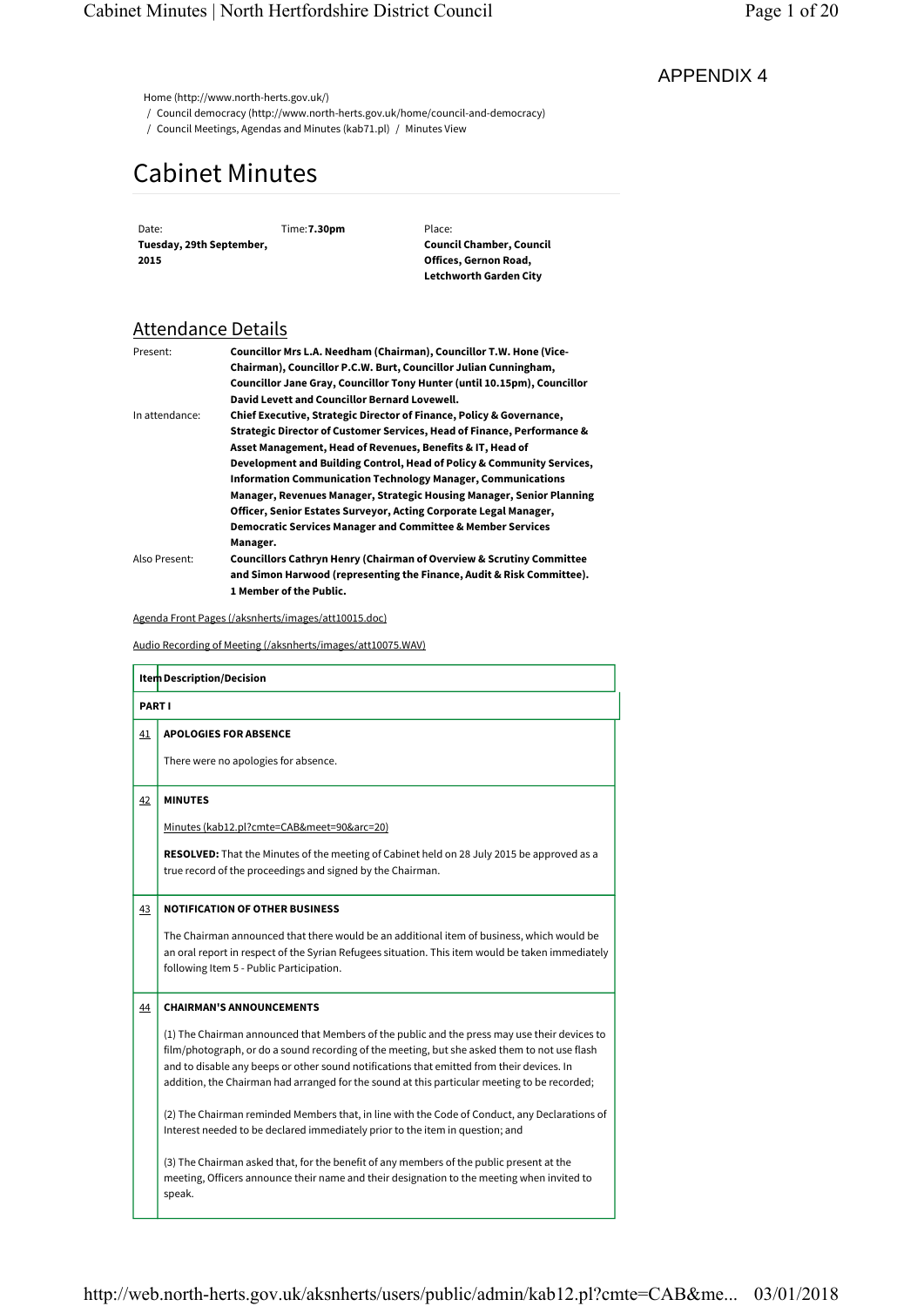APPENDIX 4

Home (http://www.north-herts.gov.uk/)
/ Council democracy (http://www.north-herts.gov.uk/home/council-and-democracy)
/ Council Meetings, Agendas and Minutes (kab71.pl) / Minutes View

# Cabinet Minutes

| Date: | Time: | Place: |
|---|---|---|
| **Tuesday, 29th September, 2015** | **7.30pm** | **Council Chamber, Council Offices, Gernon Road, Letchworth Garden City** |

## Attendance Details

| | |
|---|---|
| Present: | **Councillor Mrs L.A. Needham (Chairman), Councillor T.W. Hone (Vice-Chairman), Councillor P.C.W. Burt, Councillor Julian Cunningham, Councillor Jane Gray, Councillor Tony Hunter (until 10.15pm), Councillor David Levett and Councillor Bernard Lovewell.** |
| In attendance: | **Chief Executive, Strategic Director of Finance, Policy & Governance, Strategic Director of Customer Services, Head of Finance, Performance & Asset Management, Head of Revenues, Benefits & IT, Head of Development and Building Control, Head of Policy & Community Services, Information Communication Technology Manager, Communications Manager, Revenues Manager, Strategic Housing Manager, Senior Planning Officer, Senior Estates Surveyor, Acting Corporate Legal Manager, Democratic Services Manager and Committee & Member Services Manager.** |
| Also Present: | **Councillors Cathryn Henry (Chairman of Overview & Scrutiny Committee and Simon Harwood (representing the Finance, Audit & Risk Committee). 1 Member of the Public.** |

Agenda Front Pages (/aksnherts/images/att10015.doc)

Audio Recording of Meeting (/aksnherts/images/att10075.WAV)

| Item | Description/Decision |
|---|---|
| **PART I** | |
| 41 | **APOLOGIES FOR ABSENCE**<br><br>There were no apologies for absence. |
| 42 | **MINUTES**<br><br>Minutes (kab12.pl?cmte=CAB&meet=90&arc=20)<br><br>**RESOLVED:** That the Minutes of the meeting of Cabinet held on 28 July 2015 be approved as a true record of the proceedings and signed by the Chairman. |
| 43 | **NOTIFICATION OF OTHER BUSINESS**<br><br>The Chairman announced that there would be an additional item of business, which would be an oral report in respect of the Syrian Refugees situation. This item would be taken immediately following Item 5 - Public Participation. |
| 44 | **CHAIRMAN'S ANNOUNCEMENTS**<br><br>(1) The Chairman announced that Members of the public and the press may use their devices to film/photograph, or do a sound recording of the meeting, but she asked them to not use flash and to disable any beeps or other sound notifications that emitted from their devices. In addition, the Chairman had arranged for the sound at this particular meeting to be recorded;<br><br>(2) The Chairman reminded Members that, in line with the Code of Conduct, any Declarations of Interest needed to be declared immediately prior to the item in question; and<br><br>(3) The Chairman asked that, for the benefit of any members of the public present at the meeting, Officers announce their name and their designation to the meeting when invited to speak. |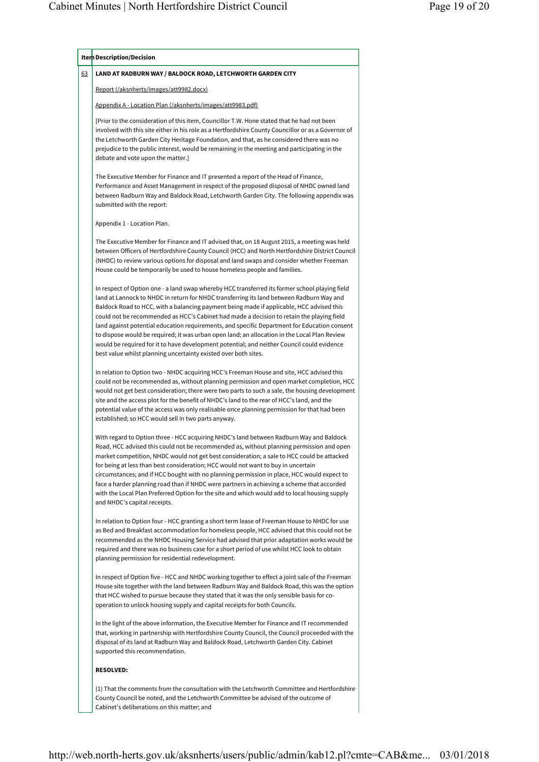| Item | Description/Decision |
|---|---|
| 63 | **LAND AT RADBURN WAY / BALDOCK ROAD, LETCHWORTH GARDEN CITY** |

Report (/aksnherts/images/att9982.docx)

Appendix A - Location Plan (/aksnherts/images/att9983.pdf)

[Prior to the consideration of this item, Councillor T.W. Hone stated that he had not been involved with this site either in his role as a Hertfordshire County Councillor or as a Governor of the Letchworth Garden City Heritage Foundation, and that, as he considered there was no prejudice to the public interest, would be remaining in the meeting and participating in the debate and vote upon the matter.]

The Executive Member for Finance and IT presented a report of the Head of Finance, Performance and Asset Management in respect of the proposed disposal of NHDC owned land between Radburn Way and Baldock Road, Letchworth Garden City. The following appendix was submitted with the report:

Appendix 1 - Location Plan.

The Executive Member for Finance and IT advised that, on 18 August 2015, a meeting was held between Officers of Hertfordshire County Council (HCC) and North Hertfordshire District Council (NHDC) to review various options for disposal and land swaps and consider whether Freeman House could be temporarily be used to house homeless people and families.

In respect of Option one - a land swap whereby HCC transferred its former school playing field land at Lannock to NHDC in return for NHDC transferring its land between Radburn Way and Baldock Road to HCC, with a balancing payment being made if applicable, HCC advised this could not be recommended as HCC's Cabinet had made a decision to retain the playing field land against potential education requirements, and specific Department for Education consent to dispose would be required; it was urban open land; an allocation in the Local Plan Review would be required for it to have development potential; and neither Council could evidence best value whilst planning uncertainty existed over both sites.

In relation to Option two - NHDC acquiring HCC's Freeman House and site, HCC advised this could not be recommended as, without planning permission and open market completion, HCC would not get best consideration; there were two parts to such a sale, the housing development site and the access plot for the benefit of NHDC's land to the rear of HCC's land, and the potential value of the access was only realisable once planning permission for that had been established; so HCC would sell in two parts anyway.

With regard to Option three - HCC acquiring NHDC's land between Radburn Way and Baldock Road, HCC advised this could not be recommended as, without planning permission and open market competition, NHDC would not get best consideration; a sale to HCC could be attacked for being at less than best consideration; HCC would not want to buy in uncertain circumstances; and if HCC bought with no planning permission in place, HCC would expect to face a harder planning road than if NHDC were partners in achieving a scheme that accorded with the Local Plan Preferred Option for the site and which would add to local housing supply and NHDC's capital receipts.

In relation to Option four - HCC granting a short term lease of Freeman House to NHDC for use as Bed and Breakfast accommodation for homeless people, HCC advised that this could not be recommended as the NHDC Housing Service had advised that prior adaptation works would be required and there was no business case for a short period of use whilst HCC look to obtain planning permission for residential redevelopment.

In respect of Option five - HCC and NHDC working together to effect a joint sale of the Freeman House site together with the land between Radburn Way and Baldock Road, this was the option that HCC wished to pursue because they stated that it was the only sensible basis for co-operation to unlock housing supply and capital receipts for both Councils.

In the light of the above information, the Executive Member for Finance and IT recommended that, working in partnership with Hertfordshire County Council, the Council proceeded with the disposal of its land at Radburn Way and Baldock Road, Letchworth Garden City. Cabinet supported this recommendation.

**RESOLVED:**

(1) That the comments from the consultation with the Letchworth Committee and Hertfordshire County Council be noted, and the Letchworth Committee be advised of the outcome of Cabinet's deliberations on this matter; and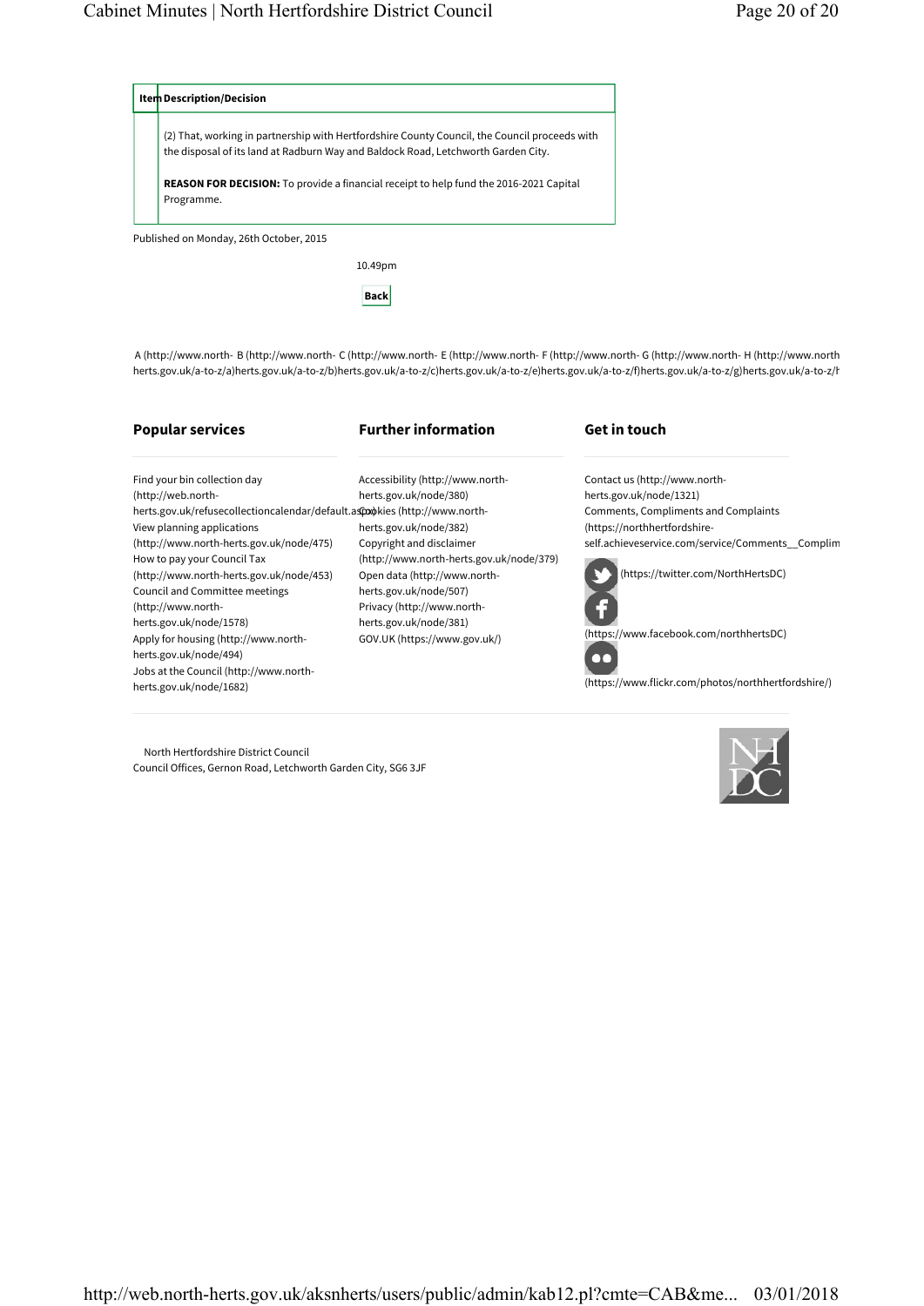| Item | Description/Decision |
|---|---|
| | (2) That, working in partnership with Hertfordshire County Council, the Council proceeds with the disposal of its land at Radburn Way and Baldock Road, Letchworth Garden City.<br><br>**REASON FOR DECISION:** To provide a financial receipt to help fund the 2016-2021 Capital Programme. |

Published on Monday, 26th October, 2015

10.49pm

**Back**

A (http://www.north-herts.gov.uk/a-to-z/a) B (http://www.north-herts.gov.uk/a-to-z/b) C (http://www.north-herts.gov.uk/a-to-z/c) E (http://www.north-herts.gov.uk/a-to-z/e) F (http://www.north-herts.gov.uk/a-to-z/f) G (http://www.north-herts.gov.uk/a-to-z/g) H (http://www.north-herts.gov.uk/a-to-z/h

## Popular services

Find your bin collection day (http://web.north-herts.gov.uk/refusecollectioncalendar/default.aspx)
View planning applications (http://www.north-herts.gov.uk/node/475)
How to pay your Council Tax (http://www.north-herts.gov.uk/node/453)
Council and Committee meetings (http://www.north-herts.gov.uk/node/1578)
Apply for housing (http://www.north-herts.gov.uk/node/494)
Jobs at the Council (http://www.north-herts.gov.uk/node/1682)

## Further information

Accessibility (http://www.north-herts.gov.uk/node/380)
Cookies (http://www.north-herts.gov.uk/node/382)
Copyright and disclaimer (http://www.north-herts.gov.uk/node/379)
Open data (http://www.north-herts.gov.uk/node/507)
Privacy (http://www.north-herts.gov.uk/node/381)
GOV.UK (https://www.gov.uk/)

## Get in touch

Contact us (http://www.north-herts.gov.uk/node/1321)
Comments, Compliments and Complaints (https://northhertfordshire-self.achieveservice.com/service/Comments__Complim
(https://twitter.com/NorthHertsDC)
(https://www.facebook.com/northhertsDC)
(https://www.flickr.com/photos/northhertfordshire/)

North Hertfordshire District Council
Council Offices, Gernon Road, Letchworth Garden City, SG6 3JF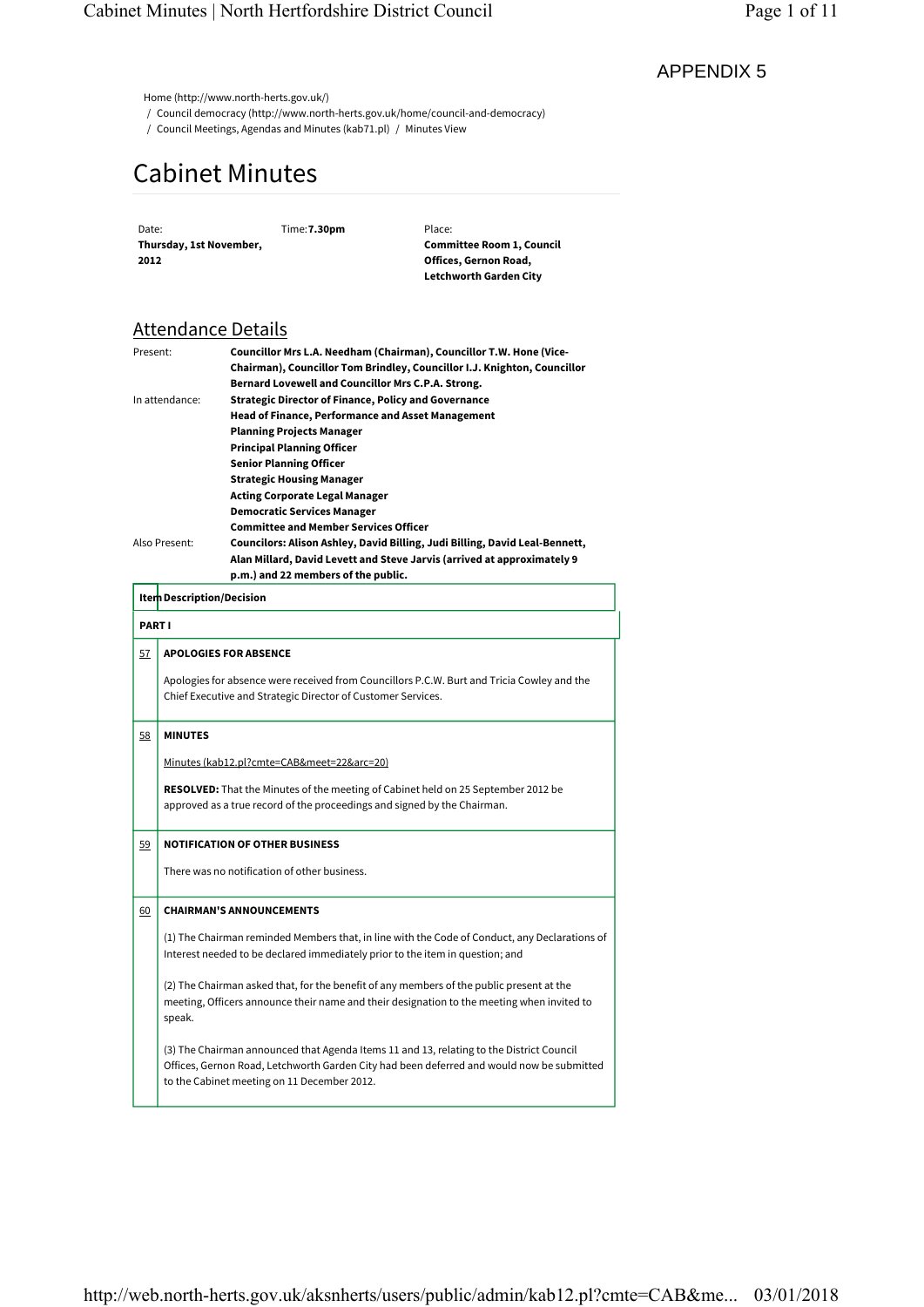APPENDIX 5

Home (http://www.north-herts.gov.uk/)
/ Council democracy (http://www.north-herts.gov.uk/home/council-and-democracy)
/ Council Meetings, Agendas and Minutes (kab71.pl) / Minutes View

# Cabinet Minutes

| Date: | Time: | Place: |
|---|---|---|
| **Thursday, 1st November, 2012** | **7.30pm** | **Committee Room 1, Council Offices, Gernon Road, Letchworth Garden City** |

## Attendance Details

| | |
|---|---|
| Present: | **Councillor Mrs L.A. Needham (Chairman), Councillor T.W. Hone (Vice-Chairman), Councillor Tom Brindley, Councillor I.J. Knighton, Councillor Bernard Lovewell and Councillor Mrs C.P.A. Strong.** |
| In attendance: | **Strategic Director of Finance, Policy and Governance**<br>**Head of Finance, Performance and Asset Management**<br>**Planning Projects Manager**<br>**Principal Planning Officer**<br>**Senior Planning Officer**<br>**Strategic Housing Manager**<br>**Acting Corporate Legal Manager**<br>**Democratic Services Manager**<br>**Committee and Member Services Officer** |
| Also Present: | **Councilors: Alison Ashley, David Billing, Judi Billing, David Leal-Bennett, Alan Millard, David Levett and Steve Jarvis (arrived at approximately 9 p.m.) and 22 members of the public.** |

| Item | Description/Decision |
|---|---|
| **PART I** | |
| 57 | **APOLOGIES FOR ABSENCE**<br><br>Apologies for absence were received from Councillors P.C.W. Burt and Tricia Cowley and the Chief Executive and Strategic Director of Customer Services. |
| 58 | **MINUTES**<br><br>Minutes (kab12.pl?cmte=CAB&meet=22&arc=20)<br><br>**RESOLVED:** That the Minutes of the meeting of Cabinet held on 25 September 2012 be approved as a true record of the proceedings and signed by the Chairman. |
| 59 | **NOTIFICATION OF OTHER BUSINESS**<br><br>There was no notification of other business. |
| 60 | **CHAIRMAN'S ANNOUNCEMENTS**<br><br>(1) The Chairman reminded Members that, in line with the Code of Conduct, any Declarations of Interest needed to be declared immediately prior to the item in question; and<br><br>(2) The Chairman asked that, for the benefit of any members of the public present at the meeting, Officers announce their name and their designation to the meeting when invited to speak.<br><br>(3) The Chairman announced that Agenda Items 11 and 13, relating to the District Council Offices, Gernon Road, Letchworth Garden City had been deferred and would now be submitted to the Cabinet meeting on 11 December 2012. |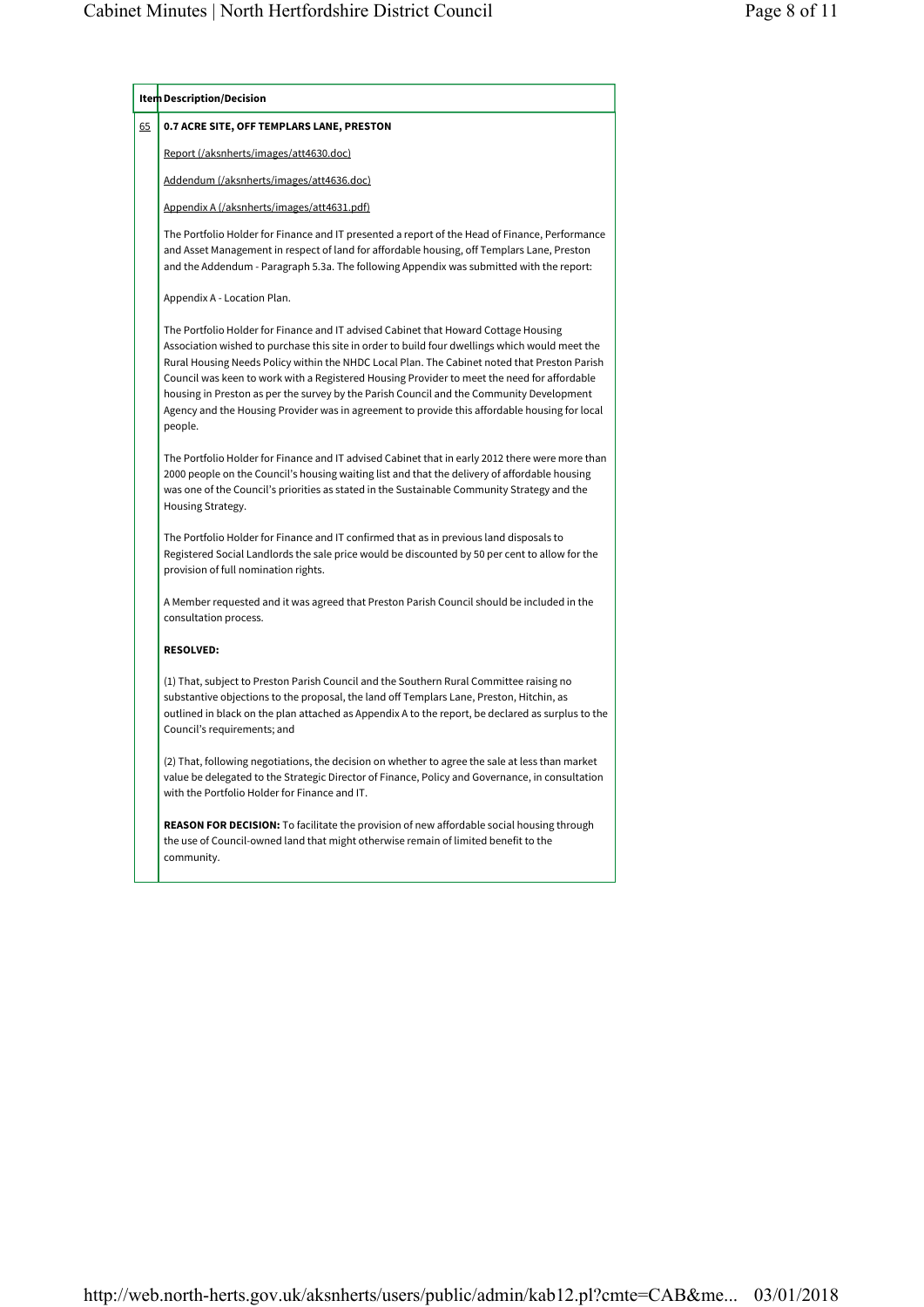| Item | Description/Decision |
|---|---|
| 65 | **0.7 ACRE SITE, OFF TEMPLARS LANE, PRESTON** |

Report (/aksnherts/images/att4630.doc)

Addendum (/aksnherts/images/att4636.doc)

Appendix A (/aksnherts/images/att4631.pdf)

The Portfolio Holder for Finance and IT presented a report of the Head of Finance, Performance and Asset Management in respect of land for affordable housing, off Templars Lane, Preston and the Addendum - Paragraph 5.3a. The following Appendix was submitted with the report:

Appendix A - Location Plan.

The Portfolio Holder for Finance and IT advised Cabinet that Howard Cottage Housing Association wished to purchase this site in order to build four dwellings which would meet the Rural Housing Needs Policy within the NHDC Local Plan. The Cabinet noted that Preston Parish Council was keen to work with a Registered Housing Provider to meet the need for affordable housing in Preston as per the survey by the Parish Council and the Community Development Agency and the Housing Provider was in agreement to provide this affordable housing for local people.

The Portfolio Holder for Finance and IT advised Cabinet that in early 2012 there were more than 2000 people on the Council's housing waiting list and that the delivery of affordable housing was one of the Council's priorities as stated in the Sustainable Community Strategy and the Housing Strategy.

The Portfolio Holder for Finance and IT confirmed that as in previous land disposals to Registered Social Landlords the sale price would be discounted by 50 per cent to allow for the provision of full nomination rights.

A Member requested and it was agreed that Preston Parish Council should be included in the consultation process.

**RESOLVED:**

(1) That, subject to Preston Parish Council and the Southern Rural Committee raising no substantive objections to the proposal, the land off Templars Lane, Preston, Hitchin, as outlined in black on the plan attached as Appendix A to the report, be declared as surplus to the Council's requirements; and

(2) That, following negotiations, the decision on whether to agree the sale at less than market value be delegated to the Strategic Director of Finance, Policy and Governance, in consultation with the Portfolio Holder for Finance and IT.

**REASON FOR DECISION:** To facilitate the provision of new affordable social housing through the use of Council-owned land that might otherwise remain of limited benefit to the community.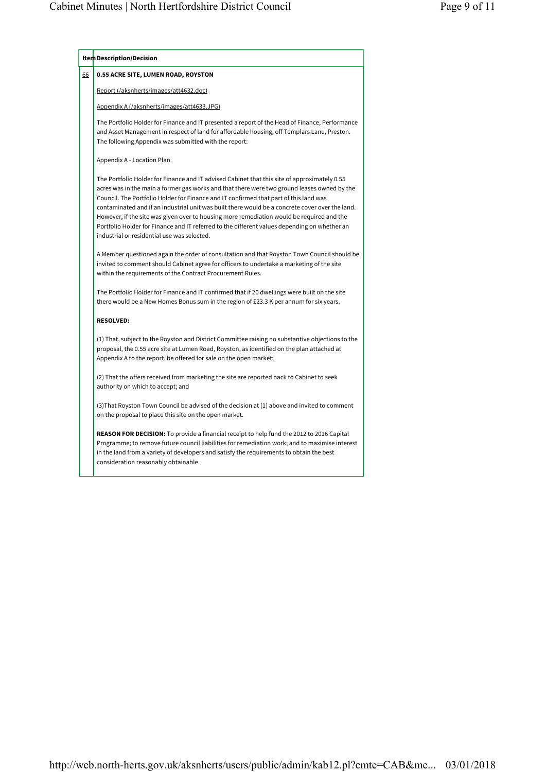| Item | Description/Decision |
| --- | --- |
| 66 | **0.55 ACRE SITE, LUMEN ROAD, ROYSTON** |

Report (/aksnherts/images/att4632.doc)

Appendix A (/aksnherts/images/att4633.JPG)

The Portfolio Holder for Finance and IT presented a report of the Head of Finance, Performance and Asset Management in respect of land for affordable housing, off Templars Lane, Preston. The following Appendix was submitted with the report:

Appendix A - Location Plan.

The Portfolio Holder for Finance and IT advised Cabinet that this site of approximately 0.55 acres was in the main a former gas works and that there were two ground leases owned by the Council. The Portfolio Holder for Finance and IT confirmed that part of this land was contaminated and if an industrial unit was built there would be a concrete cover over the land. However, if the site was given over to housing more remediation would be required and the Portfolio Holder for Finance and IT referred to the different values depending on whether an industrial or residential use was selected.

A Member questioned again the order of consultation and that Royston Town Council should be invited to comment should Cabinet agree for officers to undertake a marketing of the site within the requirements of the Contract Procurement Rules.

The Portfolio Holder for Finance and IT confirmed that if 20 dwellings were built on the site there would be a New Homes Bonus sum in the region of £23.3 K per annum for six years.

**RESOLVED:**

(1) That, subject to the Royston and District Committee raising no substantive objections to the proposal, the 0.55 acre site at Lumen Road, Royston, as identified on the plan attached at Appendix A to the report, be offered for sale on the open market;

(2) That the offers received from marketing the site are reported back to Cabinet to seek authority on which to accept; and

(3)That Royston Town Council be advised of the decision at (1) above and invited to comment on the proposal to place this site on the open market.

**REASON FOR DECISION:** To provide a financial receipt to help fund the 2012 to 2016 Capital Programme; to remove future council liabilities for remediation work; and to maximise interest in the land from a variety of developers and satisfy the requirements to obtain the best consideration reasonably obtainable.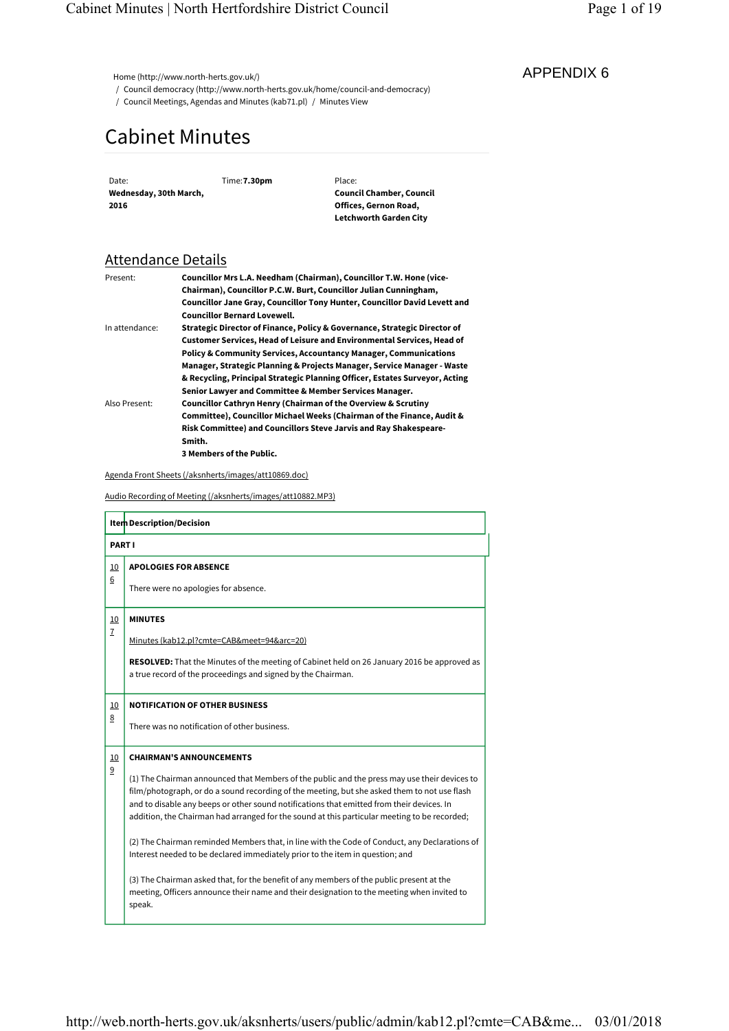APPENDIX 6

Home (http://www.north-herts.gov.uk/)
/ Council democracy (http://www.north-herts.gov.uk/home/council-and-democracy)
/ Council Meetings, Agendas and Minutes (kab71.pl) / Minutes View

# Cabinet Minutes

| Date: | Time: | Place: |
|---|---|---|
| **Wednesday, 30th March, 2016** | **7.30pm** | **Council Chamber, Council Offices, Gernon Road, Letchworth Garden City** |

## Attendance Details

| | |
|---|---|
| Present: | **Councillor Mrs L.A. Needham (Chairman), Councillor T.W. Hone (vice-Chairman), Councillor P.C.W. Burt, Councillor Julian Cunningham, Councillor Jane Gray, Councillor Tony Hunter, Councillor David Levett and Councillor Bernard Lovewell.** |
| In attendance: | **Strategic Director of Finance, Policy & Governance, Strategic Director of Customer Services, Head of Leisure and Environmental Services, Head of Policy & Community Services, Accountancy Manager, Communications Manager, Strategic Planning & Projects Manager, Service Manager - Waste & Recycling, Principal Strategic Planning Officer, Estates Surveyor, Acting Senior Lawyer and Committee & Member Services Manager.** |
| Also Present: | **Councillor Cathryn Henry (Chairman of the Overview & Scrutiny Committee), Councillor Michael Weeks (Chairman of the Finance, Audit & Risk Committee) and Councillors Steve Jarvis and Ray Shakespeare-Smith.** <br> **3 Members of the Public.** |

Agenda Front Sheets (/aksnherts/images/att10869.doc)

Audio Recording of Meeting (/aksnherts/images/att10882.MP3)

| Item | Description/Decision |
|---|---|
| **PART I** | |
| 106 | **APOLOGIES FOR ABSENCE**<br><br>There were no apologies for absence. |
| 107 | **MINUTES**<br><br>Minutes (kab12.pl?cmte=CAB&meet=94&arc=20)<br><br>**RESOLVED:** That the Minutes of the meeting of Cabinet held on 26 January 2016 be approved as a true record of the proceedings and signed by the Chairman. |
| 108 | **NOTIFICATION OF OTHER BUSINESS**<br><br>There was no notification of other business. |
| 109 | **CHAIRMAN'S ANNOUNCEMENTS**<br><br>(1) The Chairman announced that Members of the public and the press may use their devices to film/photograph, or do a sound recording of the meeting, but she asked them to not use flash and to disable any beeps or other sound notifications that emitted from their devices. In addition, the Chairman had arranged for the sound at this particular meeting to be recorded;<br><br>(2) The Chairman reminded Members that, in line with the Code of Conduct, any Declarations of Interest needed to be declared immediately prior to the item in question; and<br><br>(3) The Chairman asked that, for the benefit of any members of the public present at the meeting, Officers announce their name and their designation to the meeting when invited to speak. |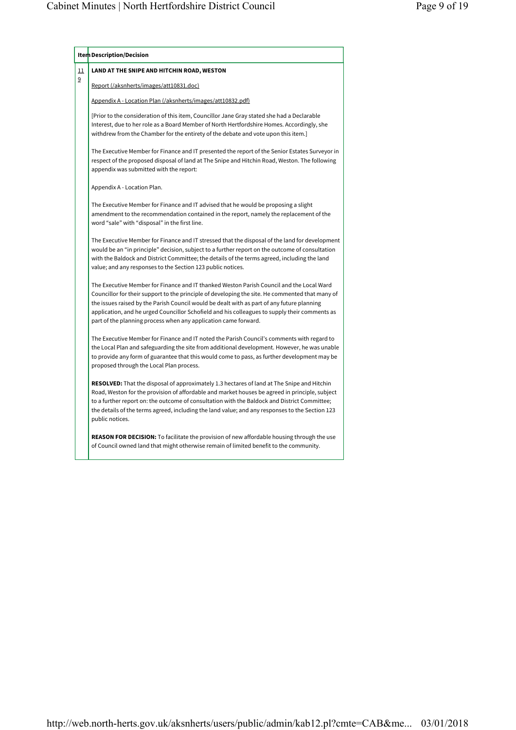| Item | Description/Decision |
|---|---|
| 119 | **LAND AT THE SNIPE AND HITCHIN ROAD, WESTON** |

Report (/aksnherts/images/att10831.doc)

Appendix A - Location Plan (/aksnherts/images/att10832.pdf)

[Prior to the consideration of this item, Councillor Jane Gray stated she had a Declarable Interest, due to her role as a Board Member of North Hertfordshire Homes. Accordingly, she withdrew from the Chamber for the entirety of the debate and vote upon this item.]

The Executive Member for Finance and IT presented the report of the Senior Estates Surveyor in respect of the proposed disposal of land at The Snipe and Hitchin Road, Weston. The following appendix was submitted with the report:

Appendix A - Location Plan.

The Executive Member for Finance and IT advised that he would be proposing a slight amendment to the recommendation contained in the report, namely the replacement of the word "sale" with "disposal" in the first line.

The Executive Member for Finance and IT stressed that the disposal of the land for development would be an "in principle" decision, subject to a further report on the outcome of consultation with the Baldock and District Committee; the details of the terms agreed, including the land value; and any responses to the Section 123 public notices.

The Executive Member for Finance and IT thanked Weston Parish Council and the Local Ward Councillor for their support to the principle of developing the site. He commented that many of the issues raised by the Parish Council would be dealt with as part of any future planning application, and he urged Councillor Schofield and his colleagues to supply their comments as part of the planning process when any application came forward.

The Executive Member for Finance and IT noted the Parish Council's comments with regard to the Local Plan and safeguarding the site from additional development. However, he was unable to provide any form of guarantee that this would come to pass, as further development may be proposed through the Local Plan process.

**RESOLVED:** That the disposal of approximately 1.3 hectares of land at The Snipe and Hitchin Road, Weston for the provision of affordable and market houses be agreed in principle, subject to a further report on: the outcome of consultation with the Baldock and District Committee; the details of the terms agreed, including the land value; and any responses to the Section 123 public notices.

**REASON FOR DECISION:** To facilitate the provision of new affordable housing through the use of Council owned land that might otherwise remain of limited benefit to the community.